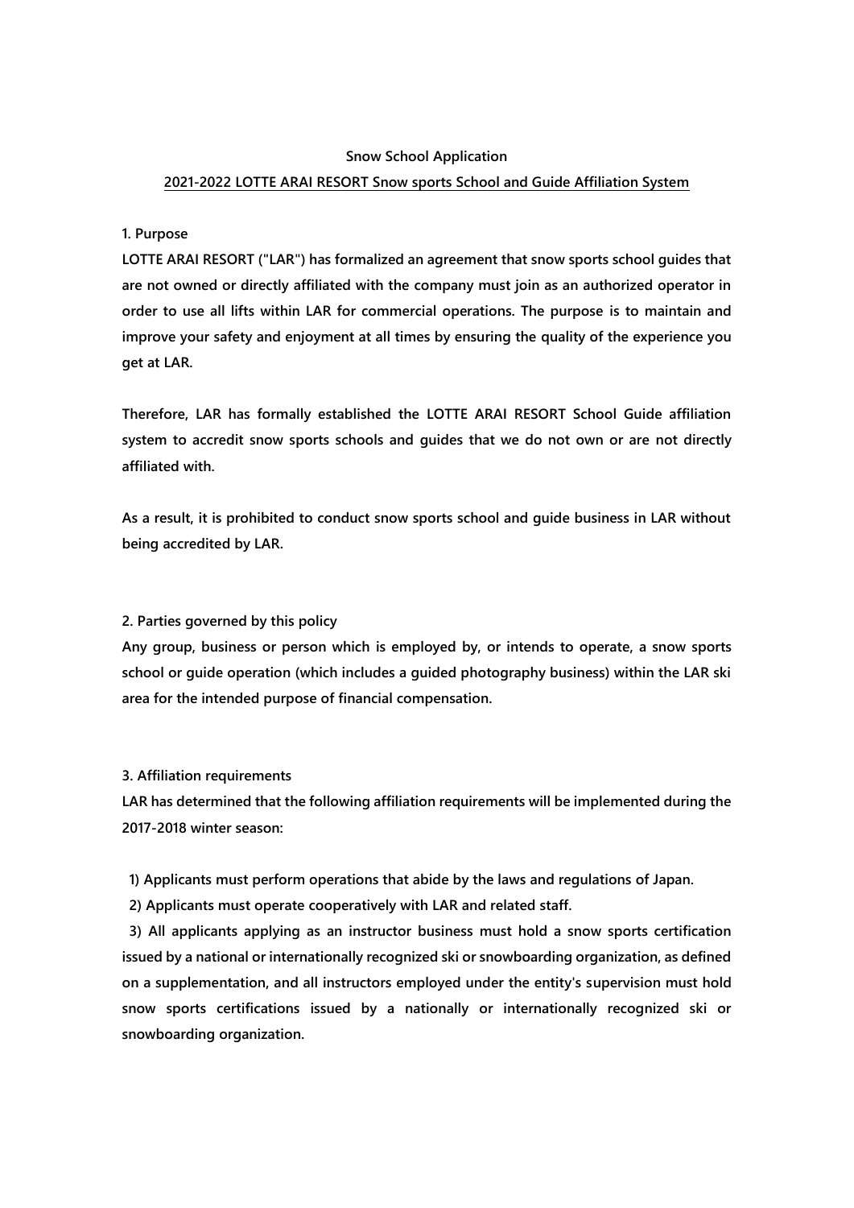**Snow School Application**

**2021-2022 LOTTE ARAI RESORT Snow sports School and Guide Affiliation System**

**1. Purpose**

**LOTTE ARAI RESORT ("LAR") has formalized an agreement that snow sports school guides that are not owned or directly affiliated with the company must join as an authorized operator in order to use all lifts within LAR for commercial operations. The purpose is to maintain and improve your safety and enjoyment at all times by ensuring the quality of the experience you get at LAR.**

**Therefore, LAR has formally established the LOTTE ARAI RESORT School Guide affiliation system to accredit snow sports schools and guides that we do not own or are not directly affiliated with.**

**As a result, it is prohibited to conduct snow sports school and guide business in LAR without being accredited by LAR.**

**2. Parties governed by this policy**

**Any group, business or person which is employed by, or intends to operate, a snow sports school or guide operation (which includes a guided photography business) within the LAR ski area for the intended purpose of financial compensation.**

**3. Affiliation requirements**

**LAR has determined that the following affiliation requirements will be implemented during the 2017-2018 winter season:**

**1) Applicants must perform operations that abide by the laws and regulations of Japan.**

**2) Applicants must operate cooperatively with LAR and related staff.**

**3) All applicants applying as an instructor business must hold a snow sports certification issued by a national or internationally recognized ski or snowboarding organization, as defined on a supplementation, and all instructors employed under the entity's supervision must hold snow sports certifications issued by a nationally or internationally recognized ski or snowboarding organization.**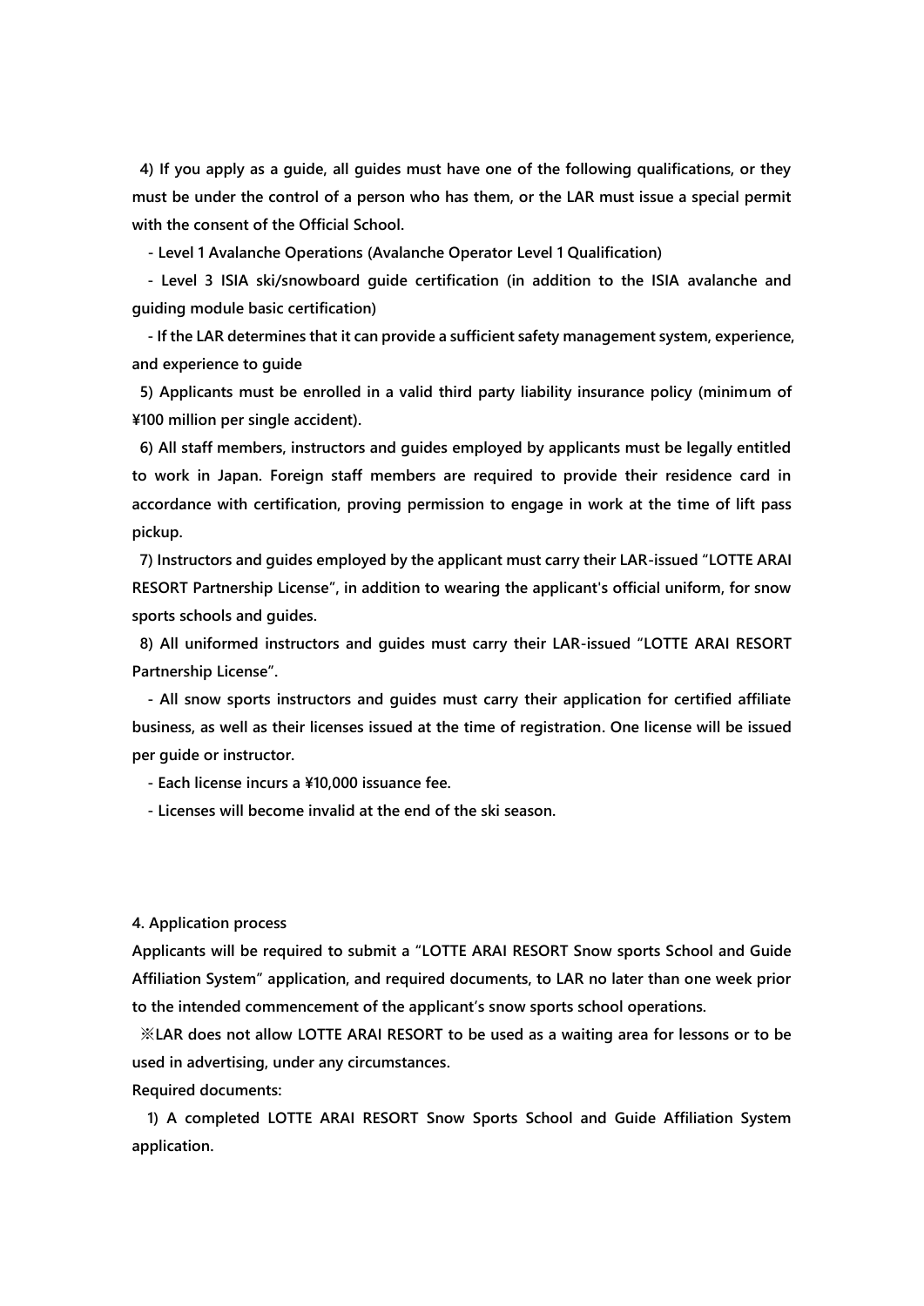**4) If you apply as a guide, all guides must have one of the following qualifications, or they must be under the control of a person who has them, or the LAR must issue a special permit with the consent of the Official School.**

**- Level 1 Avalanche Operations (Avalanche Operator Level 1 Qualification)**

**- Level 3 ISIA ski/snowboard guide certification (in addition to the ISIA avalanche and guiding module basic certification)**

**- If the LAR determines that it can provide a sufficient safety management system, experience, and experience to guide**

**5) Applicants must be enrolled in a valid third party liability insurance policy (minimum of ¥100 million per single accident).**

**6) All staff members, instructors and guides employed by applicants must be legally entitled to work in Japan. Foreign staff members are required to provide their residence card in accordance with certification, proving permission to engage in work at the time of lift pass pickup.**

**7) Instructors and guides employed by the applicant must carry their LAR-issued "LOTTE ARAI RESORT Partnership License", in addition to wearing the applicant's official uniform, for snow sports schools and guides.**

**8) All uniformed instructors and guides must carry their LAR-issued "LOTTE ARAI RESORT Partnership License".**

**- All snow sports instructors and guides must carry their application for certified affiliate business, as well as their licenses issued at the time of registration. One license will be issued per guide or instructor.**

**- Each license incurs a ¥10,000 issuance fee.**

**- Licenses will become invalid at the end of the ski season.**

**4. Application process**

**Applicants will be required to submit a "LOTTE ARAI RESORT Snow sports School and Guide Affiliation System" application, and required documents, to LAR no later than one week prior to the intended commencement of the applicant's snow sports school operations.**

**※LAR does not allow LOTTE ARAI RESORT to be used as a waiting area for lessons or to be used in advertising, under any circumstances.**

**Required documents:**

**1) A completed LOTTE ARAI RESORT Snow Sports School and Guide Affiliation System application.**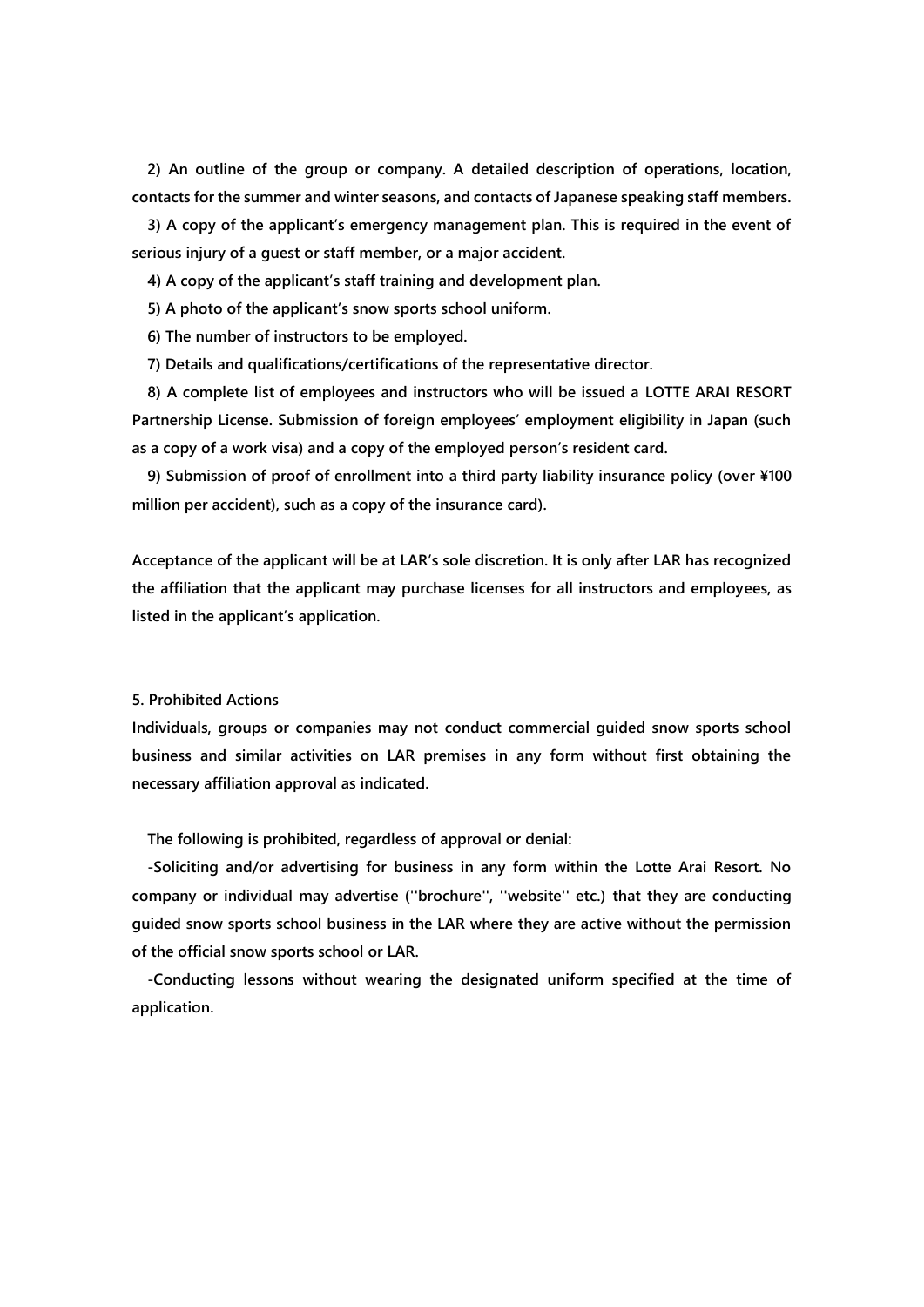**2) An outline of the group or company. A detailed description of operations, location, contacts for the summer and winter seasons, and contacts of Japanese speaking staff members.**

**3) A copy of the applicant's emergency management plan. This is required in the event of serious injury of a guest or staff member, or a major accident.**

**4) A copy of the applicant's staff training and development plan.**

**5) A photo of the applicant's snow sports school uniform.**

**6) The number of instructors to be employed.**

**7) Details and qualifications/certifications of the representative director.**

**8) A complete list of employees and instructors who will be issued a LOTTE ARAI RESORT Partnership License. Submission of foreign employees' employment eligibility in Japan (such as a copy of a work visa) and a copy of the employed person's resident card.**

**9) Submission of proof of enrollment into a third party liability insurance policy (over ¥100 million per accident), such as a copy of the insurance card).**

**Acceptance of the applicant will be at LAR's sole discretion. It is only after LAR has recognized the affiliation that the applicant may purchase licenses for all instructors and employees, as listed in the applicant's application.**

**5. Prohibited Actions**

**Individuals, groups or companies may not conduct commercial guided snow sports school business and similar activities on LAR premises in any form without first obtaining the necessary affiliation approval as indicated.**

**The following is prohibited, regardless of approval or denial:**

**-Soliciting and/or advertising for business in any form within the Lotte Arai Resort. No company or individual may advertise (''brochure'', ''website'' etc.) that they are conducting guided snow sports school business in the LAR where they are active without the permission of the official snow sports school or LAR.**

**-Conducting lessons without wearing the designated uniform specified at the time of application.**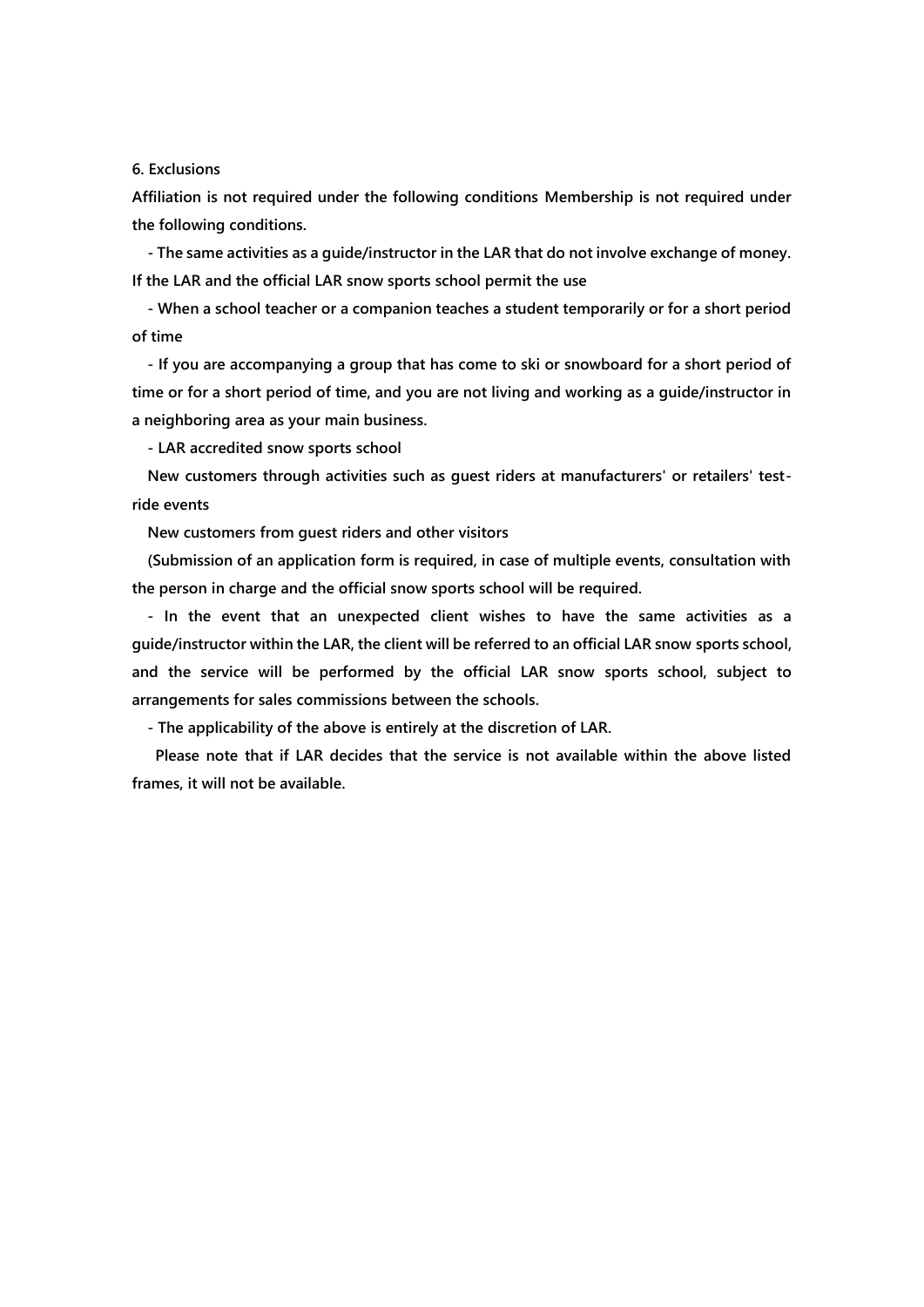**6. Exclusions**

**Affiliation is not required under the following conditions Membership is not required under the following conditions.**

**- The same activities as a guide/instructor in the LAR that do not involve exchange of money. If the LAR and the official LAR snow sports school permit the use**

**- When a school teacher or a companion teaches a student temporarily or for a short period of time**

**- If you are accompanying a group that has come to ski or snowboard for a short period of time or for a short period of time, and you are not living and working as a guide/instructor in a neighboring area as your main business.**

**- LAR accredited snow sports school**

**New customers through activities such as guest riders at manufacturers' or retailers' test-ride events**

**New customers from guest riders and other visitors**

**(Submission of an application form is required, in case of multiple events, consultation with the person in charge and the official snow sports school will be required.**

**- In the event that an unexpected client wishes to have the same activities as a guide/instructor within the LAR, the client will be referred to an official LAR snow sports school, and the service will be performed by the official LAR snow sports school, subject to arrangements for sales commissions between the schools.**

**- The applicability of the above is entirely at the discretion of LAR.**

**Please note that if LAR decides that the service is not available within the above listed frames, it will not be available.**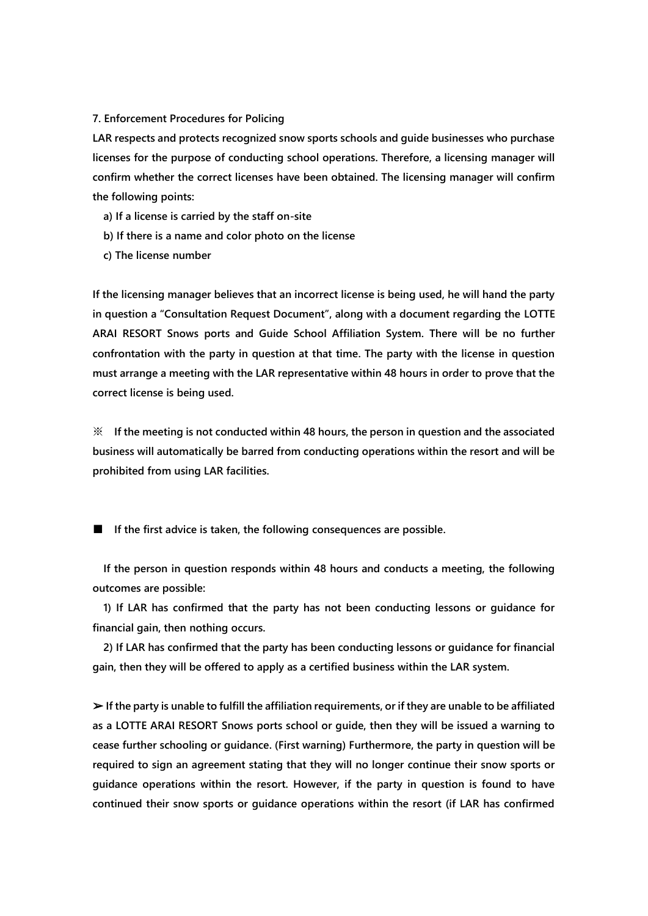**7. Enforcement Procedures for Policing**

**LAR respects and protects recognized snow sports schools and guide businesses who purchase licenses for the purpose of conducting school operations. Therefore, a licensing manager will confirm whether the correct licenses have been obtained. The licensing manager will confirm the following points:**

**a) If a license is carried by the staff on-site**

**b) If there is a name and color photo on the license**

**c) The license number**

**If the licensing manager believes that an incorrect license is being used, he will hand the party in question a "Consultation Request Document", along with a document regarding the LOTTE ARAI RESORT Snows ports and Guide School Affiliation System. There will be no further confrontation with the party in question at that time. The party with the license in question must arrange a meeting with the LAR representative within 48 hours in order to prove that the correct license is being used.**

**※ If the meeting is not conducted within 48 hours, the person in question and the associated business will automatically be barred from conducting operations within the resort and will be prohibited from using LAR facilities.**

**■ If the first advice is taken, the following consequences are possible.**

**If the person in question responds within 48 hours and conducts a meeting, the following outcomes are possible:**

**1) If LAR has confirmed that the party has not been conducting lessons or guidance for financial gain, then nothing occurs.**

**2) If LAR has confirmed that the party has been conducting lessons or guidance for financial gain, then they will be offered to apply as a certified business within the LAR system.**

**➢ If the party is unable to fulfill the affiliation requirements, or if they are unable to be affiliated as a LOTTE ARAI RESORT Snows ports school or guide, then they will be issued a warning to cease further schooling or guidance. (First warning) Furthermore, the party in question will be required to sign an agreement stating that they will no longer continue their snow sports or guidance operations within the resort. However, if the party in question is found to have continued their snow sports or guidance operations within the resort (if LAR has confirmed**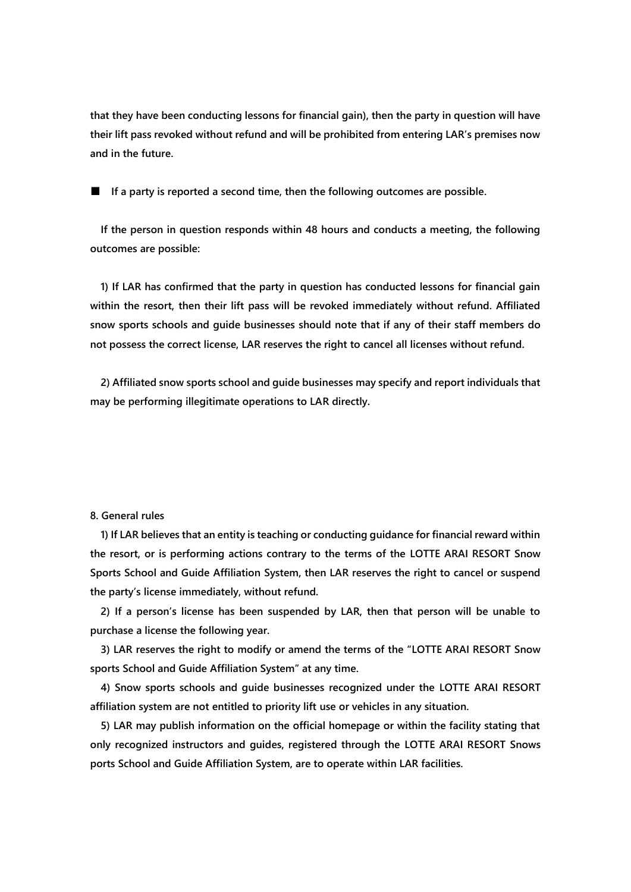**that they have been conducting lessons for financial gain), then the party in question will have their lift pass revoked without refund and will be prohibited from entering LAR's premises now and in the future.**

■ **If a party is reported a second time, then the following outcomes are possible.**

**If the person in question responds within 48 hours and conducts a meeting, the following outcomes are possible:**

**1) If LAR has confirmed that the party in question has conducted lessons for financial gain within the resort, then their lift pass will be revoked immediately without refund. Affiliated snow sports schools and guide businesses should note that if any of their staff members do not possess the correct license, LAR reserves the right to cancel all licenses without refund.**

**2) Affiliated snow sports school and guide businesses may specify and report individuals that may be performing illegitimate operations to LAR directly.**

**8. General rules**

**1) If LAR believes that an entity is teaching or conducting guidance for financial reward within the resort, or is performing actions contrary to the terms of the LOTTE ARAI RESORT Snow Sports School and Guide Affiliation System, then LAR reserves the right to cancel or suspend the party's license immediately, without refund.**

**2) If a person's license has been suspended by LAR, then that person will be unable to purchase a license the following year.**

**3) LAR reserves the right to modify or amend the terms of the "LOTTE ARAI RESORT Snow sports School and Guide Affiliation System" at any time.**

**4) Snow sports schools and guide businesses recognized under the LOTTE ARAI RESORT affiliation system are not entitled to priority lift use or vehicles in any situation.**

**5) LAR may publish information on the official homepage or within the facility stating that only recognized instructors and guides, registered through the LOTTE ARAI RESORT Snows ports School and Guide Affiliation System, are to operate within LAR facilities.**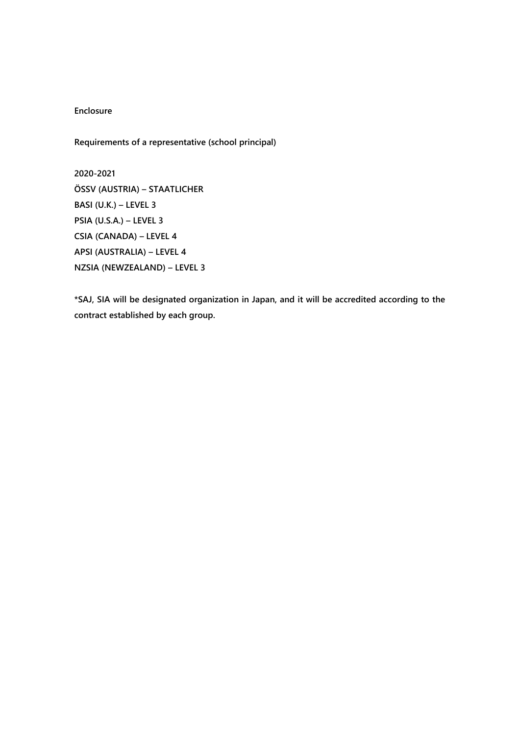**Enclosure**

**Requirements of a representative (school principal)**

**2020-2021**
**ÖSSV (AUSTRIA) – STAATLICHER**
**BASI (U.K.) – LEVEL 3**
**PSIA (U.S.A.) – LEVEL 3**
**CSIA (CANADA) – LEVEL 4**
**APSI (AUSTRALIA) – LEVEL 4**
**NZSIA (NEWZEALAND) – LEVEL 3**

**\*SAJ, SIA will be designated organization in Japan, and it will be accredited according to the contract established by each group.**